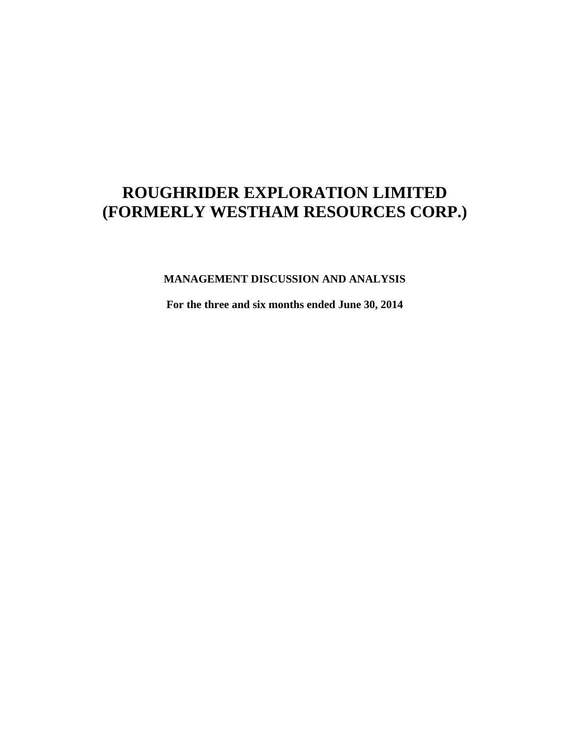# ROUGHRIDER EXPLORATION LIMITED
# (FORMERLY WESTHAM RESOURCES CORP.)

**MANAGEMENT DISCUSSION AND ANALYSIS**

**For the three and six months ended June 30, 2014**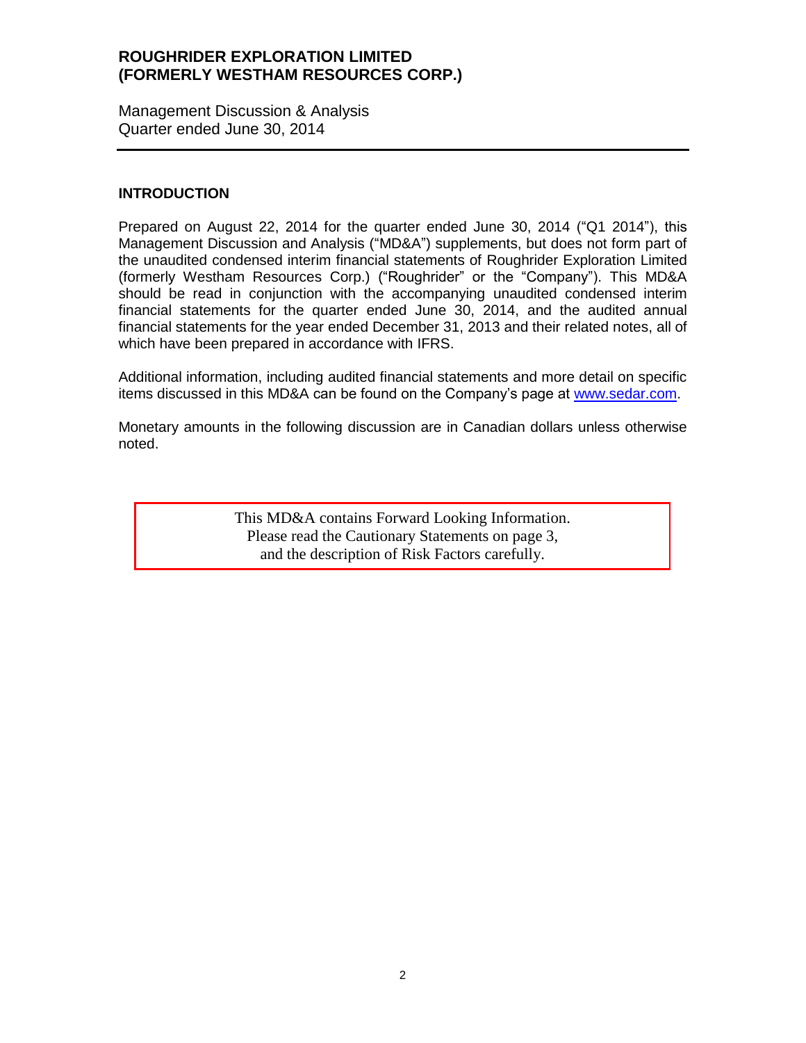# ROUGHRIDER EXPLORATION LIMITED (FORMERLY WESTHAM RESOURCES CORP.)

Management Discussion & Analysis
Quarter ended June 30, 2014

## INTRODUCTION

Prepared on August 22, 2014 for the quarter ended June 30, 2014 ("Q1 2014"), this Management Discussion and Analysis ("MD&A") supplements, but does not form part of the unaudited condensed interim financial statements of Roughrider Exploration Limited (formerly Westham Resources Corp.) ("Roughrider" or the "Company"). This MD&A should be read in conjunction with the accompanying unaudited condensed interim financial statements for the quarter ended June 30, 2014, and the audited annual financial statements for the year ended December 31, 2013 and their related notes, all of which have been prepared in accordance with IFRS.

Additional information, including audited financial statements and more detail on specific items discussed in this MD&A can be found on the Company's page at [www.sedar.com](http://www.sedar.com).

Monetary amounts in the following discussion are in Canadian dollars unless otherwise noted.

> This MD&A contains Forward Looking Information.
> Please read the Cautionary Statements on page 3,
> and the description of Risk Factors carefully.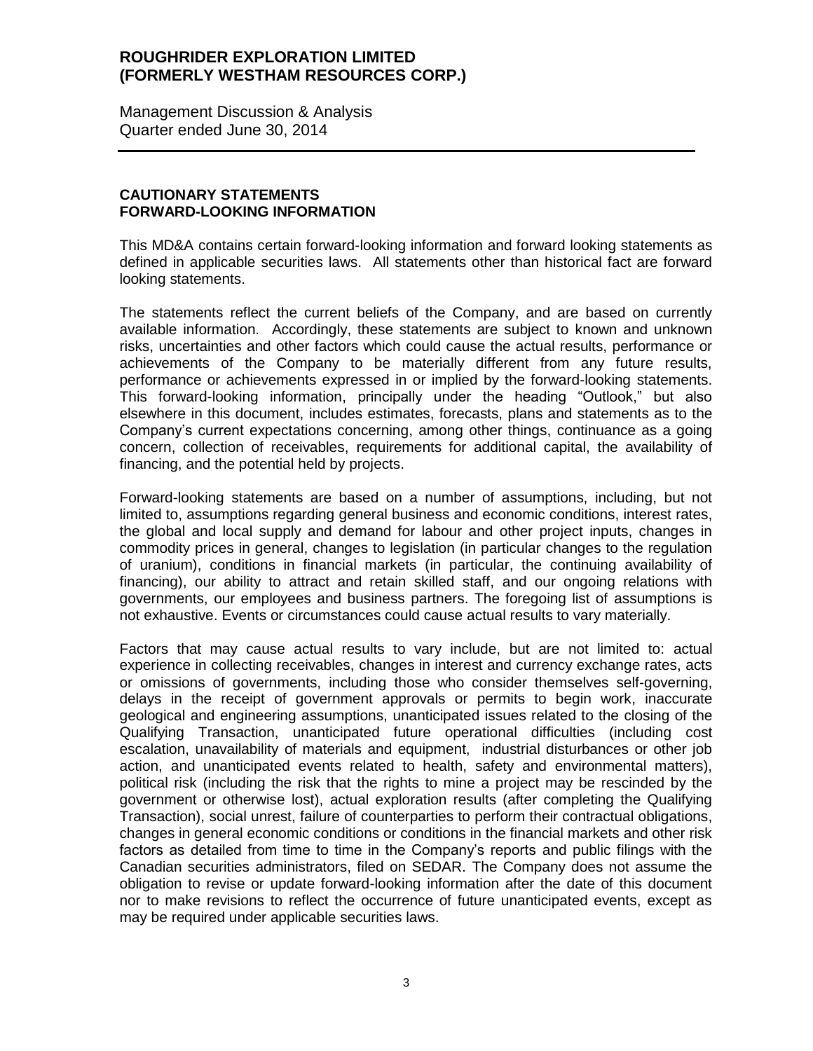## CAUTIONARY STATEMENTS
## FORWARD-LOOKING INFORMATION

This MD&A contains certain forward-looking information and forward looking statements as defined in applicable securities laws. All statements other than historical fact are forward looking statements.

The statements reflect the current beliefs of the Company, and are based on currently available information. Accordingly, these statements are subject to known and unknown risks, uncertainties and other factors which could cause the actual results, performance or achievements of the Company to be materially different from any future results, performance or achievements expressed in or implied by the forward-looking statements. This forward-looking information, principally under the heading "Outlook," but also elsewhere in this document, includes estimates, forecasts, plans and statements as to the Company's current expectations concerning, among other things, continuance as a going concern, collection of receivables, requirements for additional capital, the availability of financing, and the potential held by projects.

Forward-looking statements are based on a number of assumptions, including, but not limited to, assumptions regarding general business and economic conditions, interest rates, the global and local supply and demand for labour and other project inputs, changes in commodity prices in general, changes to legislation (in particular changes to the regulation of uranium), conditions in financial markets (in particular, the continuing availability of financing), our ability to attract and retain skilled staff, and our ongoing relations with governments, our employees and business partners. The foregoing list of assumptions is not exhaustive. Events or circumstances could cause actual results to vary materially.

Factors that may cause actual results to vary include, but are not limited to: actual experience in collecting receivables, changes in interest and currency exchange rates, acts or omissions of governments, including those who consider themselves self-governing, delays in the receipt of government approvals or permits to begin work, inaccurate geological and engineering assumptions, unanticipated issues related to the closing of the Qualifying Transaction, unanticipated future operational difficulties (including cost escalation, unavailability of materials and equipment, industrial disturbances or other job action, and unanticipated events related to health, safety and environmental matters), political risk (including the risk that the rights to mine a project may be rescinded by the government or otherwise lost), actual exploration results (after completing the Qualifying Transaction), social unrest, failure of counterparties to perform their contractual obligations, changes in general economic conditions or conditions in the financial markets and other risk factors as detailed from time to time in the Company's reports and public filings with the Canadian securities administrators, filed on SEDAR. The Company does not assume the obligation to revise or update forward-looking information after the date of this document nor to make revisions to reflect the occurrence of future unanticipated events, except as may be required under applicable securities laws.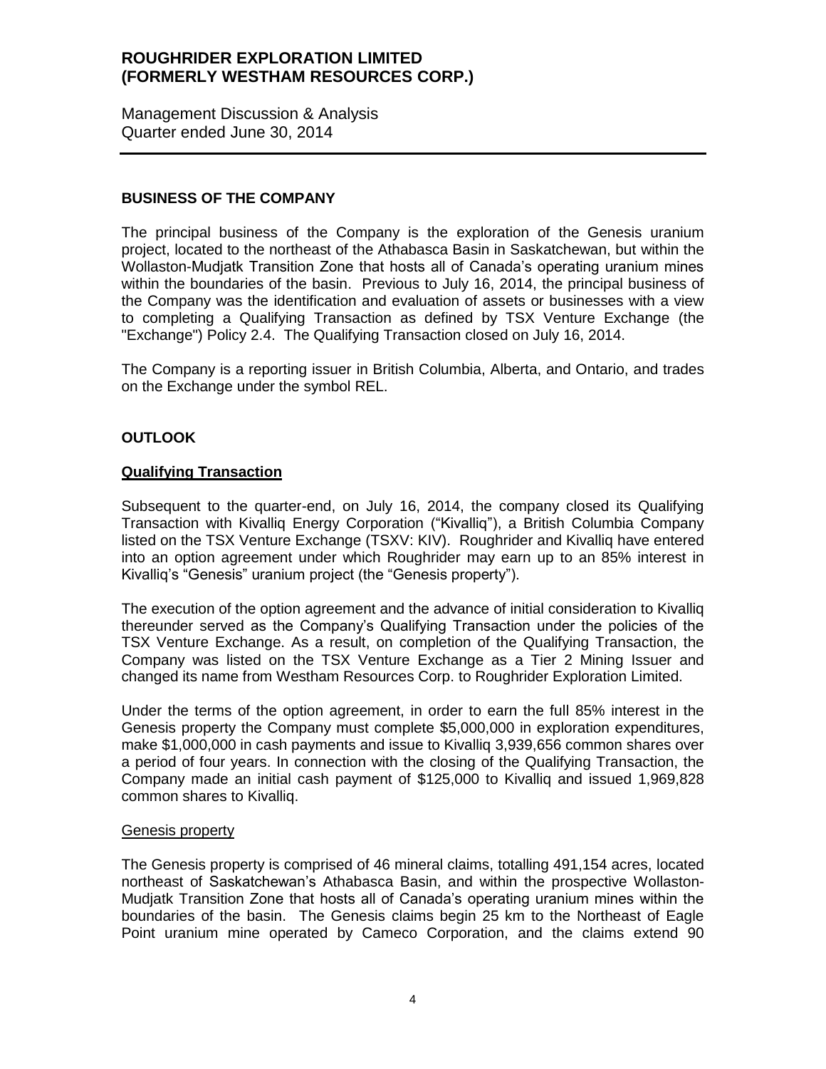## BUSINESS OF THE COMPANY

The principal business of the Company is the exploration of the Genesis uranium project, located to the northeast of the Athabasca Basin in Saskatchewan, but within the Wollaston-Mudjatk Transition Zone that hosts all of Canada's operating uranium mines within the boundaries of the basin. Previous to July 16, 2014, the principal business of the Company was the identification and evaluation of assets or businesses with a view to completing a Qualifying Transaction as defined by TSX Venture Exchange (the "Exchange") Policy 2.4. The Qualifying Transaction closed on July 16, 2014.

The Company is a reporting issuer in British Columbia, Alberta, and Ontario, and trades on the Exchange under the symbol REL.

## OUTLOOK

### Qualifying Transaction

Subsequent to the quarter-end, on July 16, 2014, the company closed its Qualifying Transaction with Kivalliq Energy Corporation ("Kivalliq"), a British Columbia Company listed on the TSX Venture Exchange (TSXV: KIV). Roughrider and Kivalliq have entered into an option agreement under which Roughrider may earn up to an 85% interest in Kivalliq's "Genesis" uranium project (the "Genesis property").

The execution of the option agreement and the advance of initial consideration to Kivalliq thereunder served as the Company's Qualifying Transaction under the policies of the TSX Venture Exchange. As a result, on completion of the Qualifying Transaction, the Company was listed on the TSX Venture Exchange as a Tier 2 Mining Issuer and changed its name from Westham Resources Corp. to Roughrider Exploration Limited.

Under the terms of the option agreement, in order to earn the full 85% interest in the Genesis property the Company must complete $5,000,000 in exploration expenditures, make $1,000,000 in cash payments and issue to Kivalliq 3,939,656 common shares over a period of four years. In connection with the closing of the Qualifying Transaction, the Company made an initial cash payment of $125,000 to Kivalliq and issued 1,969,828 common shares to Kivalliq.

#### Genesis property

The Genesis property is comprised of 46 mineral claims, totalling 491,154 acres, located northeast of Saskatchewan's Athabasca Basin, and within the prospective Wollaston-Mudjatk Transition Zone that hosts all of Canada's operating uranium mines within the boundaries of the basin. The Genesis claims begin 25 km to the Northeast of Eagle Point uranium mine operated by Cameco Corporation, and the claims extend 90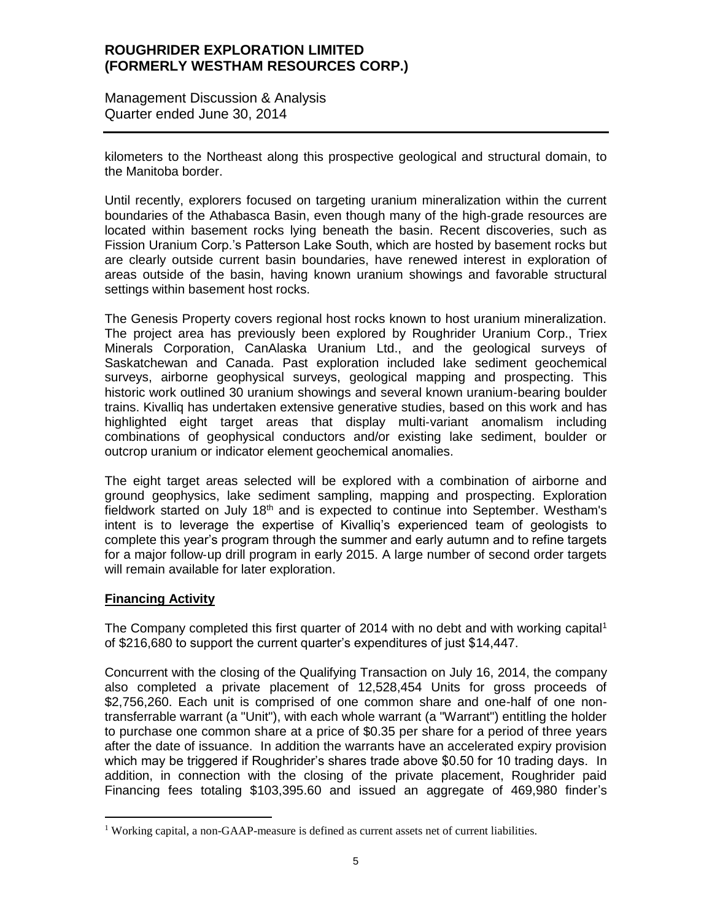kilometers to the Northeast along this prospective geological and structural domain, to the Manitoba border.

Until recently, explorers focused on targeting uranium mineralization within the current boundaries of the Athabasca Basin, even though many of the high-grade resources are located within basement rocks lying beneath the basin. Recent discoveries, such as Fission Uranium Corp.'s Patterson Lake South, which are hosted by basement rocks but are clearly outside current basin boundaries, have renewed interest in exploration of areas outside of the basin, having known uranium showings and favorable structural settings within basement host rocks.

The Genesis Property covers regional host rocks known to host uranium mineralization. The project area has previously been explored by Roughrider Uranium Corp., Triex Minerals Corporation, CanAlaska Uranium Ltd., and the geological surveys of Saskatchewan and Canada. Past exploration included lake sediment geochemical surveys, airborne geophysical surveys, geological mapping and prospecting. This historic work outlined 30 uranium showings and several known uranium-bearing boulder trains. Kivalliq has undertaken extensive generative studies, based on this work and has highlighted eight target areas that display multi-variant anomalism including combinations of geophysical conductors and/or existing lake sediment, boulder or outcrop uranium or indicator element geochemical anomalies.

The eight target areas selected will be explored with a combination of airborne and ground geophysics, lake sediment sampling, mapping and prospecting. Exploration fieldwork started on July 18th and is expected to continue into September. Westham's intent is to leverage the expertise of Kivalliq's experienced team of geologists to complete this year's program through the summer and early autumn and to refine targets for a major follow-up drill program in early 2015. A large number of second order targets will remain available for later exploration.

## Financing Activity

The Company completed this first quarter of 2014 with no debt and with working capital[1] of $216,680 to support the current quarter's expenditures of just $14,447.

Concurrent with the closing of the Qualifying Transaction on July 16, 2014, the company also completed a private placement of 12,528,454 Units for gross proceeds of $2,756,260. Each unit is comprised of one common share and one-half of one non-transferrable warrant (a "Unit"), with each whole warrant (a "Warrant") entitling the holder to purchase one common share at a price of $0.35 per share for a period of three years after the date of issuance. In addition the warrants have an accelerated expiry provision which may be triggered if Roughrider's shares trade above $0.50 for 10 trading days. In addition, in connection with the closing of the private placement, Roughrider paid Financing fees totaling $103,395.60 and issued an aggregate of 469,980 finder's

---

[1] Working capital, a non-GAAP-measure is defined as current assets net of current liabilities.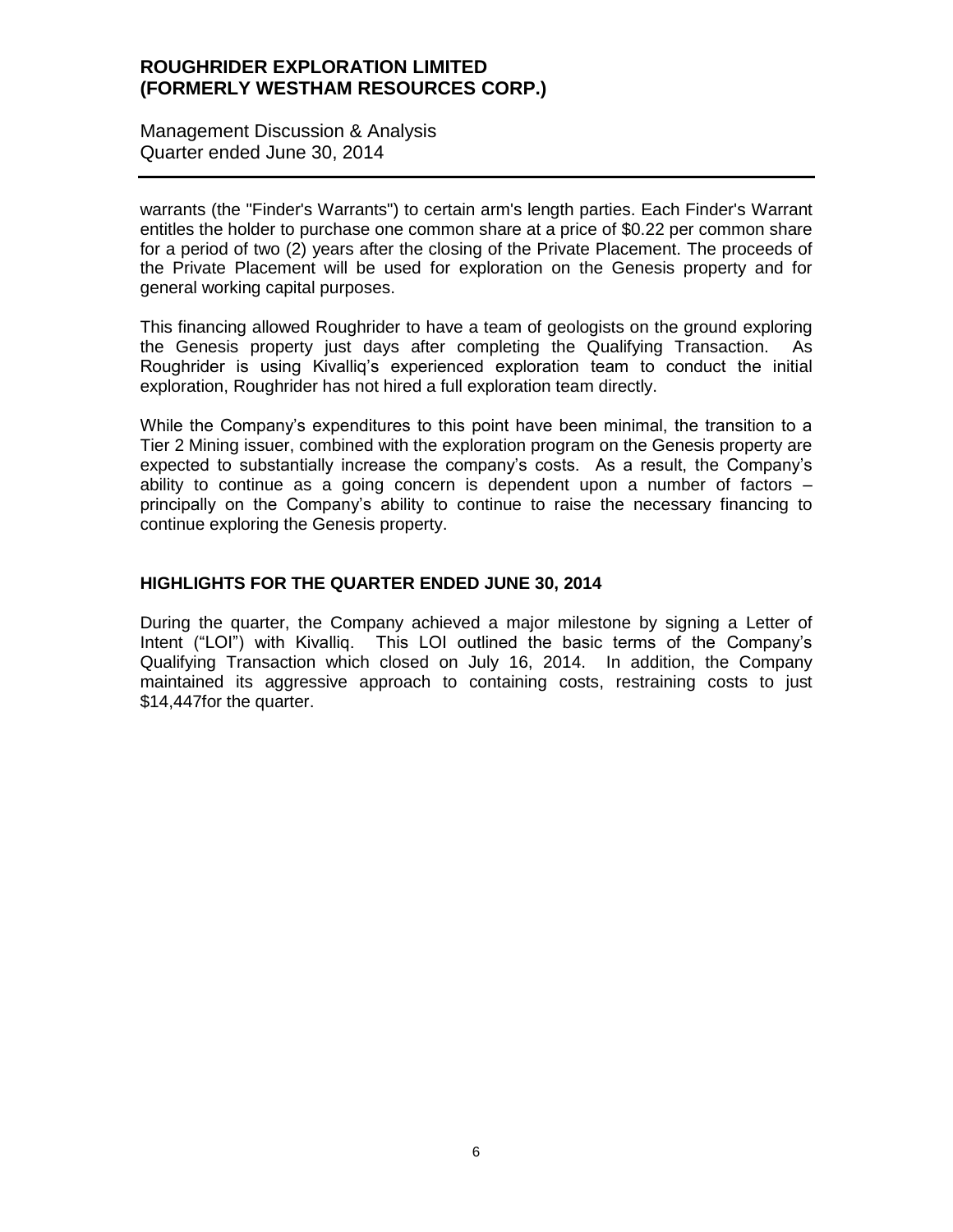warrants (the "Finder's Warrants") to certain arm's length parties. Each Finder's Warrant entitles the holder to purchase one common share at a price of $0.22 per common share for a period of two (2) years after the closing of the Private Placement. The proceeds of the Private Placement will be used for exploration on the Genesis property and for general working capital purposes.

This financing allowed Roughrider to have a team of geologists on the ground exploring the Genesis property just days after completing the Qualifying Transaction. As Roughrider is using Kivalliq's experienced exploration team to conduct the initial exploration, Roughrider has not hired a full exploration team directly.

While the Company's expenditures to this point have been minimal, the transition to a Tier 2 Mining issuer, combined with the exploration program on the Genesis property are expected to substantially increase the company's costs. As a result, the Company's ability to continue as a going concern is dependent upon a number of factors – principally on the Company's ability to continue to raise the necessary financing to continue exploring the Genesis property.

## HIGHLIGHTS FOR THE QUARTER ENDED JUNE 30, 2014

During the quarter, the Company achieved a major milestone by signing a Letter of Intent ("LOI") with Kivalliq. This LOI outlined the basic terms of the Company's Qualifying Transaction which closed on July 16, 2014. In addition, the Company maintained its aggressive approach to containing costs, restraining costs to just $14,447for the quarter.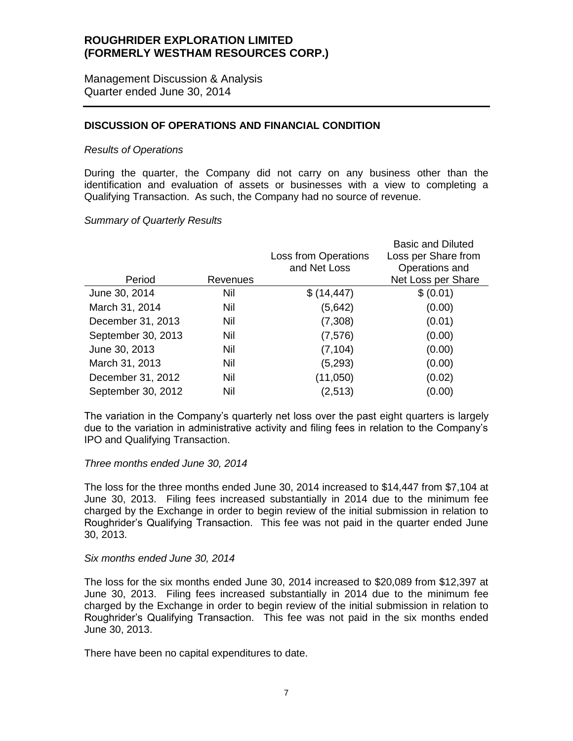# ROUGHRIDER EXPLORATION LIMITED
# (FORMERLY WESTHAM RESOURCES CORP.)

Management Discussion & Analysis
Quarter ended June 30, 2014

## DISCUSSION OF OPERATIONS AND FINANCIAL CONDITION

*Results of Operations*

During the quarter, the Company did not carry on any business other than the identification and evaluation of assets or businesses with a view to completing a Qualifying Transaction. As such, the Company had no source of revenue.

*Summary of Quarterly Results*

| Period | Revenues | Loss from Operations and Net Loss | Basic and Diluted Loss per Share from Operations and Net Loss per Share |
|---|---|---|---|
| June 30, 2014 | Nil | $ (14,447) | $ (0.01) |
| March 31, 2014 | Nil | (5,642) | (0.00) |
| December 31, 2013 | Nil | (7,308) | (0.01) |
| September 30, 2013 | Nil | (7,576) | (0.00) |
| June 30, 2013 | Nil | (7,104) | (0.00) |
| March 31, 2013 | Nil | (5,293) | (0.00) |
| December 31, 2012 | Nil | (11,050) | (0.02) |
| September 30, 2012 | Nil | (2,513) | (0.00) |

The variation in the Company's quarterly net loss over the past eight quarters is largely due to the variation in administrative activity and filing fees in relation to the Company's IPO and Qualifying Transaction.

*Three months ended June 30, 2014*

The loss for the three months ended June 30, 2014 increased to $14,447 from $7,104 at June 30, 2013. Filing fees increased substantially in 2014 due to the minimum fee charged by the Exchange in order to begin review of the initial submission in relation to Roughrider's Qualifying Transaction. This fee was not paid in the quarter ended June 30, 2013.

*Six months ended June 30, 2014*

The loss for the six months ended June 30, 2014 increased to $20,089 from $12,397 at June 30, 2013. Filing fees increased substantially in 2014 due to the minimum fee charged by the Exchange in order to begin review of the initial submission in relation to Roughrider's Qualifying Transaction. This fee was not paid in the six months ended June 30, 2013.

There have been no capital expenditures to date.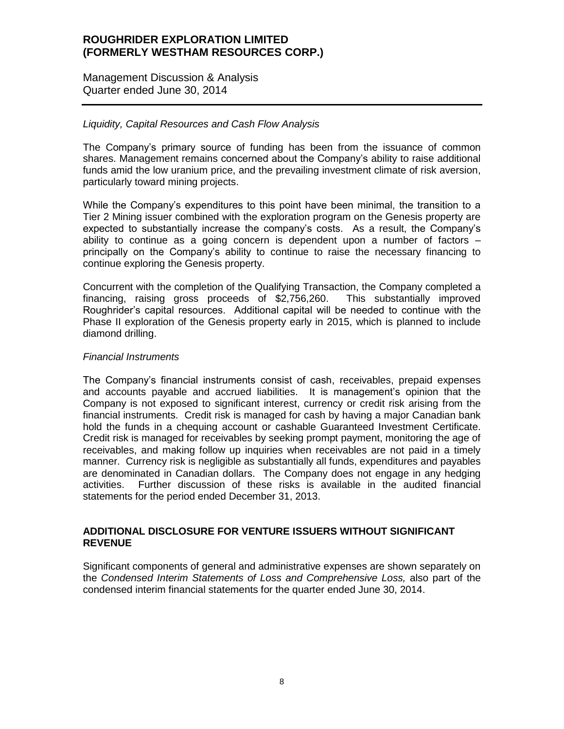*Liquidity, Capital Resources and Cash Flow Analysis*

The Company's primary source of funding has been from the issuance of common shares. Management remains concerned about the Company's ability to raise additional funds amid the low uranium price, and the prevailing investment climate of risk aversion, particularly toward mining projects.

While the Company's expenditures to this point have been minimal, the transition to a Tier 2 Mining issuer combined with the exploration program on the Genesis property are expected to substantially increase the company's costs. As a result, the Company's ability to continue as a going concern is dependent upon a number of factors – principally on the Company's ability to continue to raise the necessary financing to continue exploring the Genesis property.

Concurrent with the completion of the Qualifying Transaction, the Company completed a financing, raising gross proceeds of $2,756,260. This substantially improved Roughrider's capital resources. Additional capital will be needed to continue with the Phase II exploration of the Genesis property early in 2015, which is planned to include diamond drilling.

*Financial Instruments*

The Company's financial instruments consist of cash, receivables, prepaid expenses and accounts payable and accrued liabilities. It is management's opinion that the Company is not exposed to significant interest, currency or credit risk arising from the financial instruments. Credit risk is managed for cash by having a major Canadian bank hold the funds in a chequing account or cashable Guaranteed Investment Certificate. Credit risk is managed for receivables by seeking prompt payment, monitoring the age of receivables, and making follow up inquiries when receivables are not paid in a timely manner. Currency risk is negligible as substantially all funds, expenditures and payables are denominated in Canadian dollars. The Company does not engage in any hedging activities. Further discussion of these risks is available in the audited financial statements for the period ended December 31, 2013.

## ADDITIONAL DISCLOSURE FOR VENTURE ISSUERS WITHOUT SIGNIFICANT REVENUE

Significant components of general and administrative expenses are shown separately on the *Condensed Interim Statements of Loss and Comprehensive Loss,* also part of the condensed interim financial statements for the quarter ended June 30, 2014.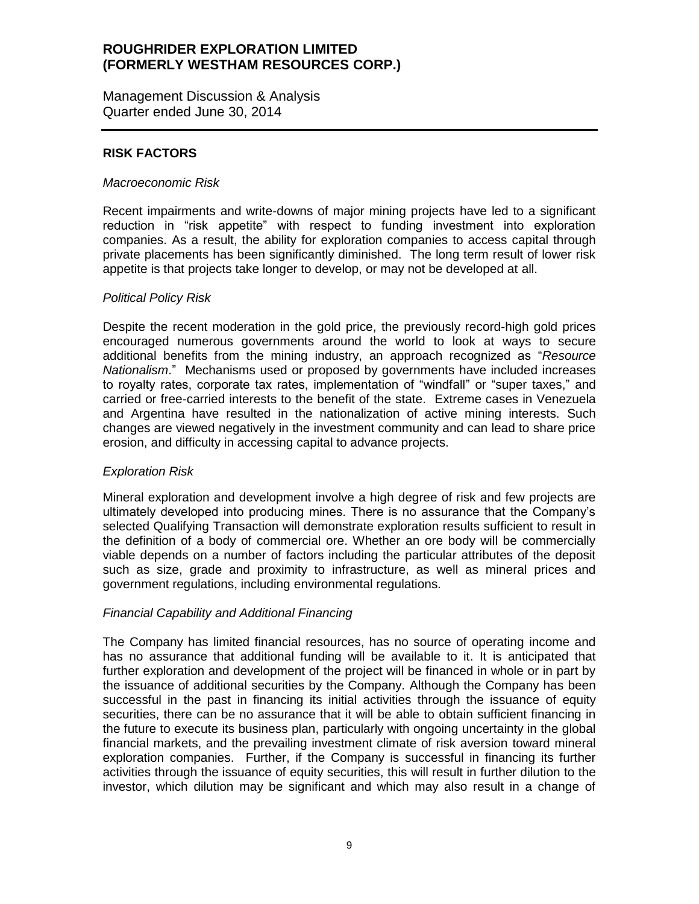## RISK FACTORS

### *Macroeconomic Risk*

Recent impairments and write-downs of major mining projects have led to a significant reduction in "risk appetite" with respect to funding investment into exploration companies. As a result, the ability for exploration companies to access capital through private placements has been significantly diminished. The long term result of lower risk appetite is that projects take longer to develop, or may not be developed at all.

### *Political Policy Risk*

Despite the recent moderation in the gold price, the previously record-high gold prices encouraged numerous governments around the world to look at ways to secure additional benefits from the mining industry, an approach recognized as "*Resource Nationalism*." Mechanisms used or proposed by governments have included increases to royalty rates, corporate tax rates, implementation of "windfall" or "super taxes," and carried or free-carried interests to the benefit of the state. Extreme cases in Venezuela and Argentina have resulted in the nationalization of active mining interests. Such changes are viewed negatively in the investment community and can lead to share price erosion, and difficulty in accessing capital to advance projects.

### *Exploration Risk*

Mineral exploration and development involve a high degree of risk and few projects are ultimately developed into producing mines. There is no assurance that the Company's selected Qualifying Transaction will demonstrate exploration results sufficient to result in the definition of a body of commercial ore. Whether an ore body will be commercially viable depends on a number of factors including the particular attributes of the deposit such as size, grade and proximity to infrastructure, as well as mineral prices and government regulations, including environmental regulations.

### *Financial Capability and Additional Financing*

The Company has limited financial resources, has no source of operating income and has no assurance that additional funding will be available to it. It is anticipated that further exploration and development of the project will be financed in whole or in part by the issuance of additional securities by the Company. Although the Company has been successful in the past in financing its initial activities through the issuance of equity securities, there can be no assurance that it will be able to obtain sufficient financing in the future to execute its business plan, particularly with ongoing uncertainty in the global financial markets, and the prevailing investment climate of risk aversion toward mineral exploration companies. Further, if the Company is successful in financing its further activities through the issuance of equity securities, this will result in further dilution to the investor, which dilution may be significant and which may also result in a change of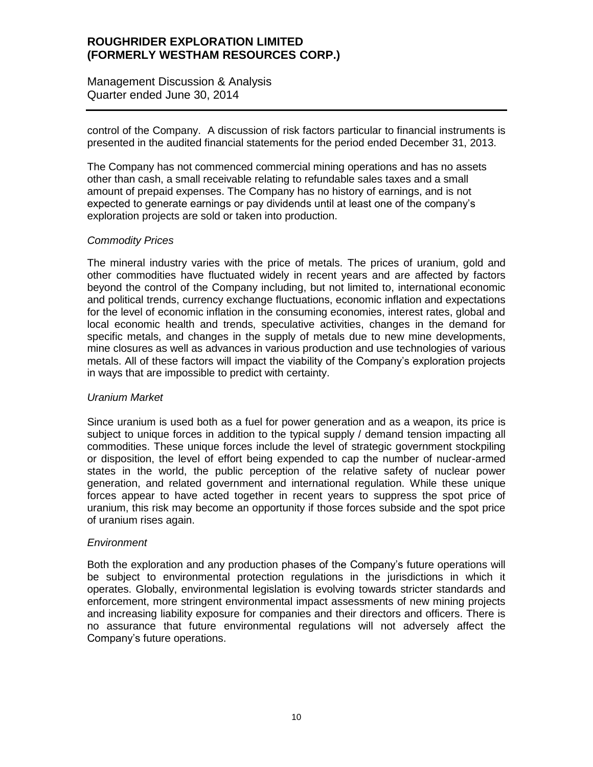control of the Company. A discussion of risk factors particular to financial instruments is presented in the audited financial statements for the period ended December 31, 2013.

The Company has not commenced commercial mining operations and has no assets other than cash, a small receivable relating to refundable sales taxes and a small amount of prepaid expenses. The Company has no history of earnings, and is not expected to generate earnings or pay dividends until at least one of the company's exploration projects are sold or taken into production.

*Commodity Prices*

The mineral industry varies with the price of metals. The prices of uranium, gold and other commodities have fluctuated widely in recent years and are affected by factors beyond the control of the Company including, but not limited to, international economic and political trends, currency exchange fluctuations, economic inflation and expectations for the level of economic inflation in the consuming economies, interest rates, global and local economic health and trends, speculative activities, changes in the demand for specific metals, and changes in the supply of metals due to new mine developments, mine closures as well as advances in various production and use technologies of various metals. All of these factors will impact the viability of the Company's exploration projects in ways that are impossible to predict with certainty.

*Uranium Market*

Since uranium is used both as a fuel for power generation and as a weapon, its price is subject to unique forces in addition to the typical supply / demand tension impacting all commodities. These unique forces include the level of strategic government stockpiling or disposition, the level of effort being expended to cap the number of nuclear-armed states in the world, the public perception of the relative safety of nuclear power generation, and related government and international regulation. While these unique forces appear to have acted together in recent years to suppress the spot price of uranium, this risk may become an opportunity if those forces subside and the spot price of uranium rises again.

*Environment*

Both the exploration and any production phases of the Company's future operations will be subject to environmental protection regulations in the jurisdictions in which it operates. Globally, environmental legislation is evolving towards stricter standards and enforcement, more stringent environmental impact assessments of new mining projects and increasing liability exposure for companies and their directors and officers. There is no assurance that future environmental regulations will not adversely affect the Company's future operations.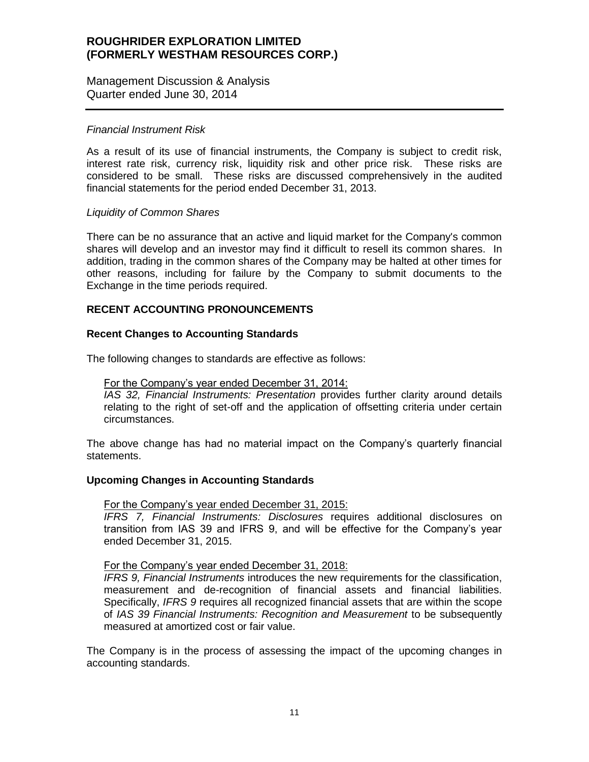*Financial Instrument Risk*

As a result of its use of financial instruments, the Company is subject to credit risk, interest rate risk, currency risk, liquidity risk and other price risk. These risks are considered to be small. These risks are discussed comprehensively in the audited financial statements for the period ended December 31, 2013.

*Liquidity of Common Shares*

There can be no assurance that an active and liquid market for the Company's common shares will develop and an investor may find it difficult to resell its common shares. In addition, trading in the common shares of the Company may be halted at other times for other reasons, including for failure by the Company to submit documents to the Exchange in the time periods required.

## RECENT ACCOUNTING PRONOUNCEMENTS

### Recent Changes to Accounting Standards

The following changes to standards are effective as follows:

For the Company's year ended December 31, 2014:
*IAS 32, Financial Instruments: Presentation* provides further clarity around details relating to the right of set-off and the application of offsetting criteria under certain circumstances.

The above change has had no material impact on the Company's quarterly financial statements.

### Upcoming Changes in Accounting Standards

For the Company's year ended December 31, 2015:
*IFRS 7, Financial Instruments: Disclosures* requires additional disclosures on transition from IAS 39 and IFRS 9, and will be effective for the Company's year ended December 31, 2015.

For the Company's year ended December 31, 2018:
*IFRS 9, Financial Instruments* introduces the new requirements for the classification, measurement and de-recognition of financial assets and financial liabilities. Specifically, *IFRS 9* requires all recognized financial assets that are within the scope of *IAS 39 Financial Instruments: Recognition and Measurement* to be subsequently measured at amortized cost or fair value.

The Company is in the process of assessing the impact of the upcoming changes in accounting standards.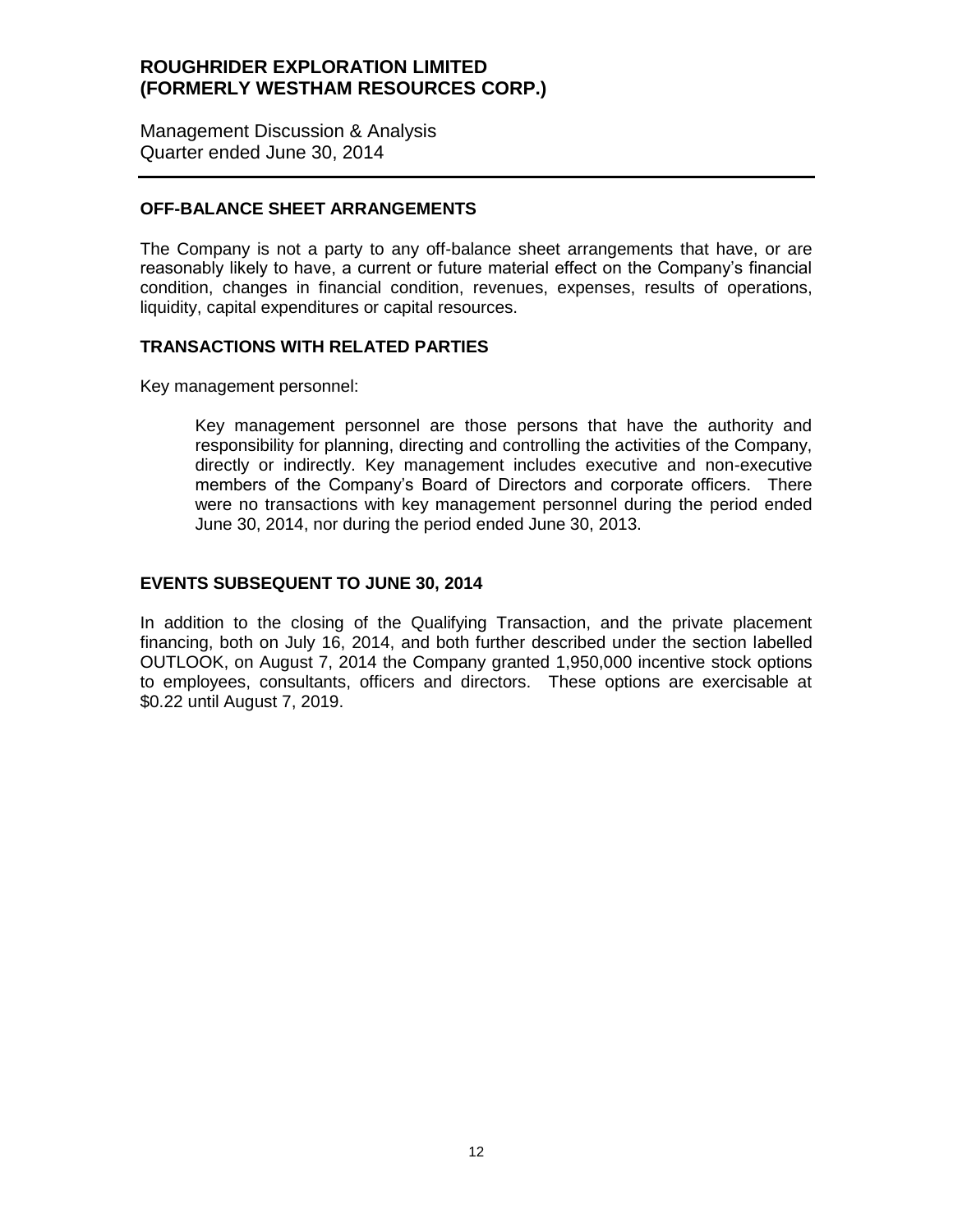## OFF-BALANCE SHEET ARRANGEMENTS

The Company is not a party to any off-balance sheet arrangements that have, or are reasonably likely to have, a current or future material effect on the Company's financial condition, changes in financial condition, revenues, expenses, results of operations, liquidity, capital expenditures or capital resources.

## TRANSACTIONS WITH RELATED PARTIES

Key management personnel:

> Key management personnel are those persons that have the authority and responsibility for planning, directing and controlling the activities of the Company, directly or indirectly. Key management includes executive and non-executive members of the Company's Board of Directors and corporate officers. There were no transactions with key management personnel during the period ended June 30, 2014, nor during the period ended June 30, 2013.

## EVENTS SUBSEQUENT TO JUNE 30, 2014

In addition to the closing of the Qualifying Transaction, and the private placement financing, both on July 16, 2014, and both further described under the section labelled OUTLOOK, on August 7, 2014 the Company granted 1,950,000 incentive stock options to employees, consultants, officers and directors. These options are exercisable at $0.22 until August 7, 2019.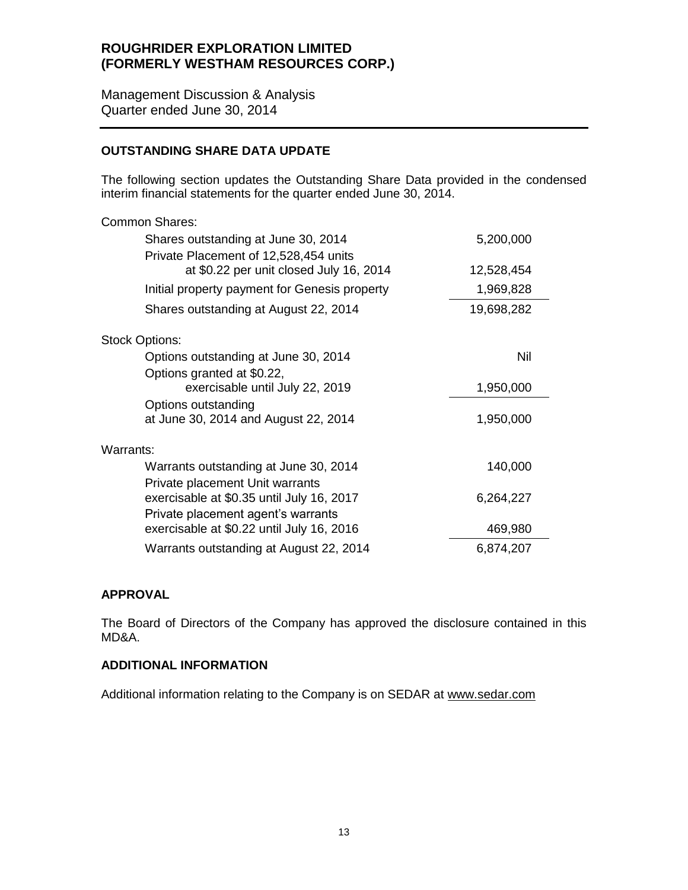# ROUGHRIDER EXPLORATION LIMITED (FORMERLY WESTHAM RESOURCES CORP.)

Management Discussion & Analysis
Quarter ended June 30, 2014

## OUTSTANDING SHARE DATA UPDATE

The following section updates the Outstanding Share Data provided in the condensed interim financial statements for the quarter ended June 30, 2014.

| | |
|---|---|
| **Common Shares:** | |
| Shares outstanding at June 30, 2014 | 5,200,000 |
| Private Placement of 12,528,454 units at $0.22 per unit closed July 16, 2014 | 12,528,454 |
| Initial property payment for Genesis property | 1,969,828 |
| Shares outstanding at August 22, 2014 | 19,698,282 |
| **Stock Options:** | |
| Options outstanding at June 30, 2014 | Nil |
| Options granted at $0.22, exercisable until July 22, 2019 | 1,950,000 |
| Options outstanding at June 30, 2014 and August 22, 2014 | 1,950,000 |
| **Warrants:** | |
| Warrants outstanding at June 30, 2014 | 140,000 |
| Private placement Unit warrants exercisable at $0.35 until July 16, 2017 | 6,264,227 |
| Private placement agent's warrants exercisable at $0.22 until July 16, 2016 | 469,980 |
| Warrants outstanding at August 22, 2014 | 6,874,207 |

## APPROVAL

The Board of Directors of the Company has approved the disclosure contained in this MD&A.

## ADDITIONAL INFORMATION

Additional information relating to the Company is on SEDAR at www.sedar.com